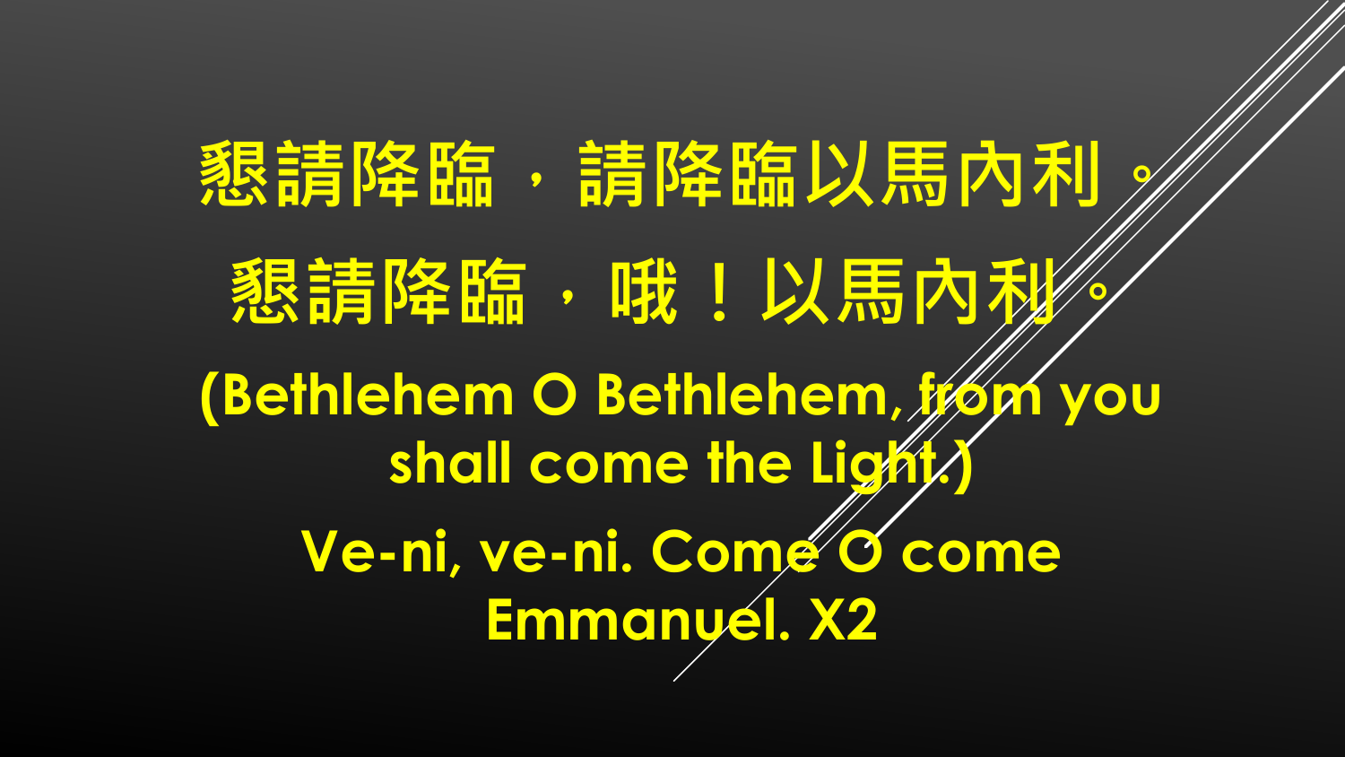懇請降臨，請降臨以馬內利。

懇請降臨，哦！以馬內利。

(Bethlehem O Bethlehem, from you shall come the Light.)

Ve-ni, ve-ni. Come O come Emmanuel. X2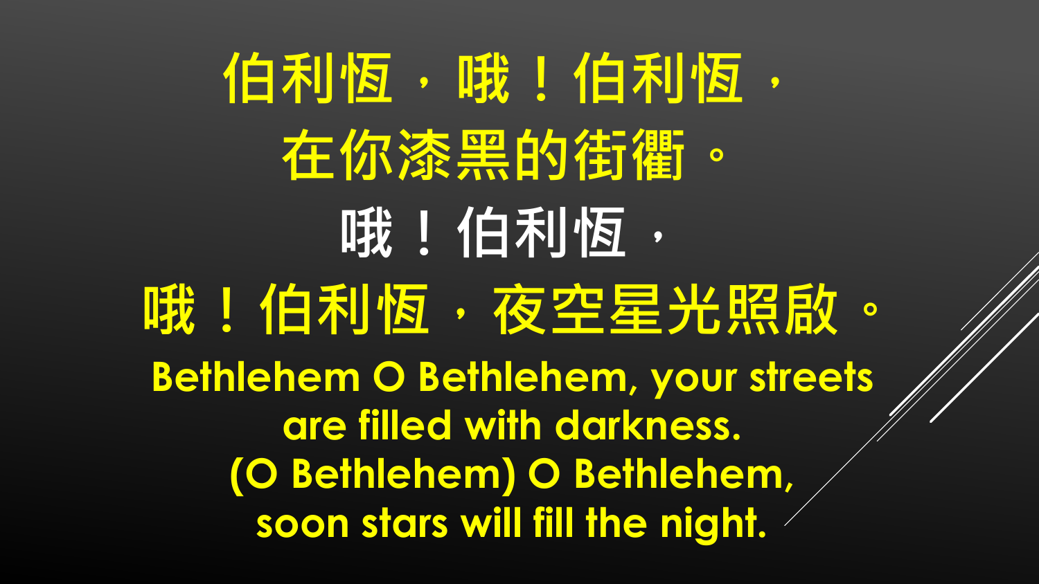伯利恆，哦！伯利恆，

在你漆黑的街衢。

哦！伯利恆，

哦！伯利恆，夜空星光照啟。

**Bethlehem O Bethlehem, your streets are filled with darkness.**

**(O Bethlehem) O Bethlehem, soon stars will fill the night.**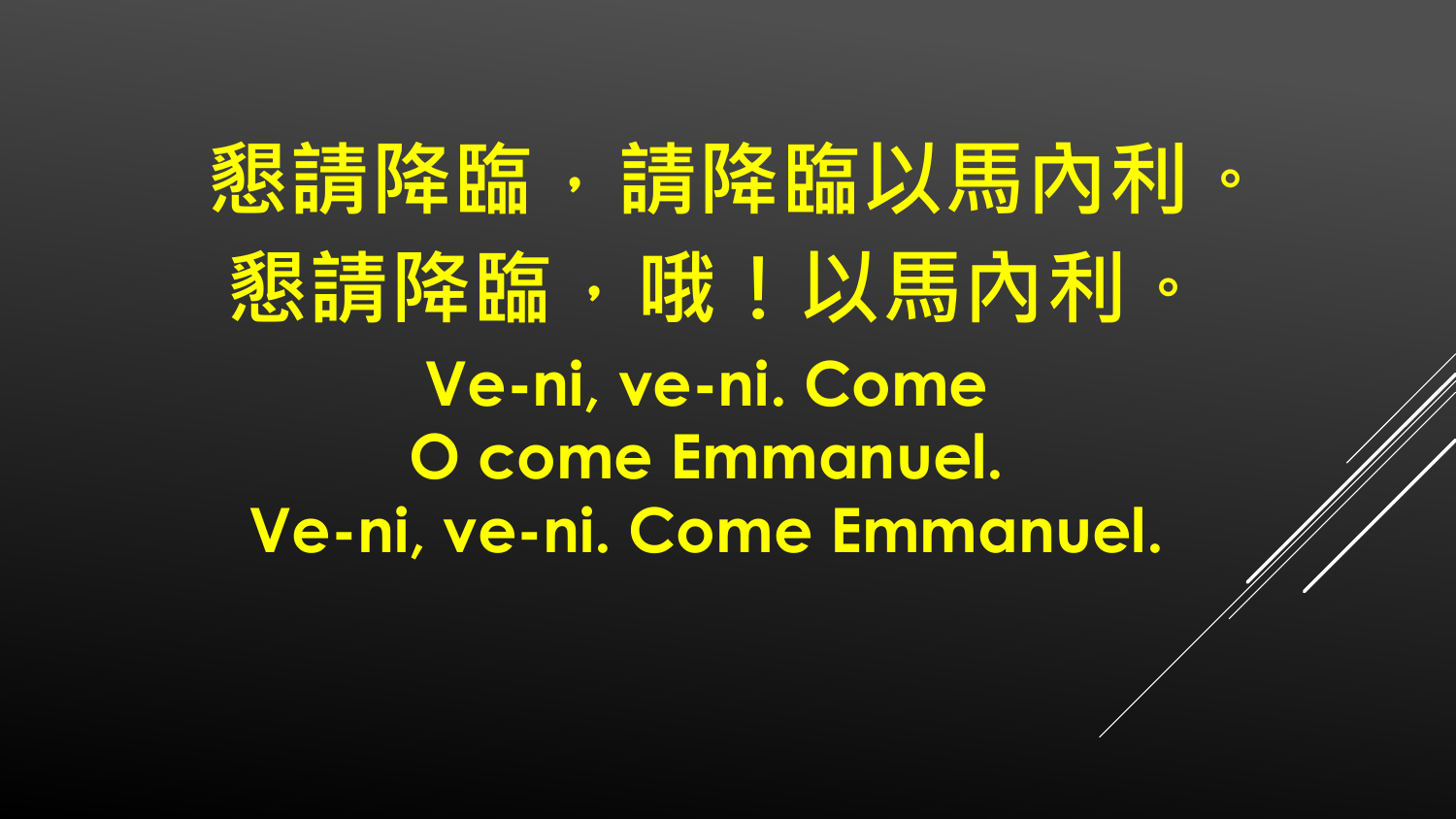懇請降臨，請降臨以馬內利。
懇請降臨，哦！以馬內利。
Ve-ni, ve-ni. Come
O come Emmanuel.
Ve-ni, ve-ni. Come Emmanuel.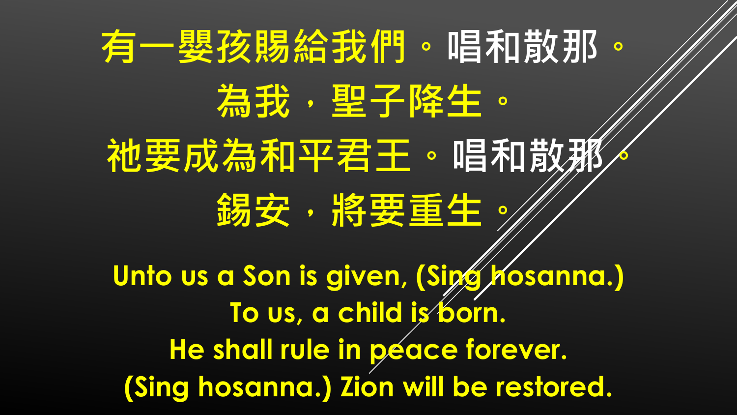有一嬰孩賜給我們。唱和散那。
為我，聖子降生。
祂要成為和平君王。唱和散那。
錫安，將要重生。

Unto us a Son is given, (Sing hosanna.)
To us, a child is born.
He shall rule in peace forever.
(Sing hosanna.) Zion will be restored.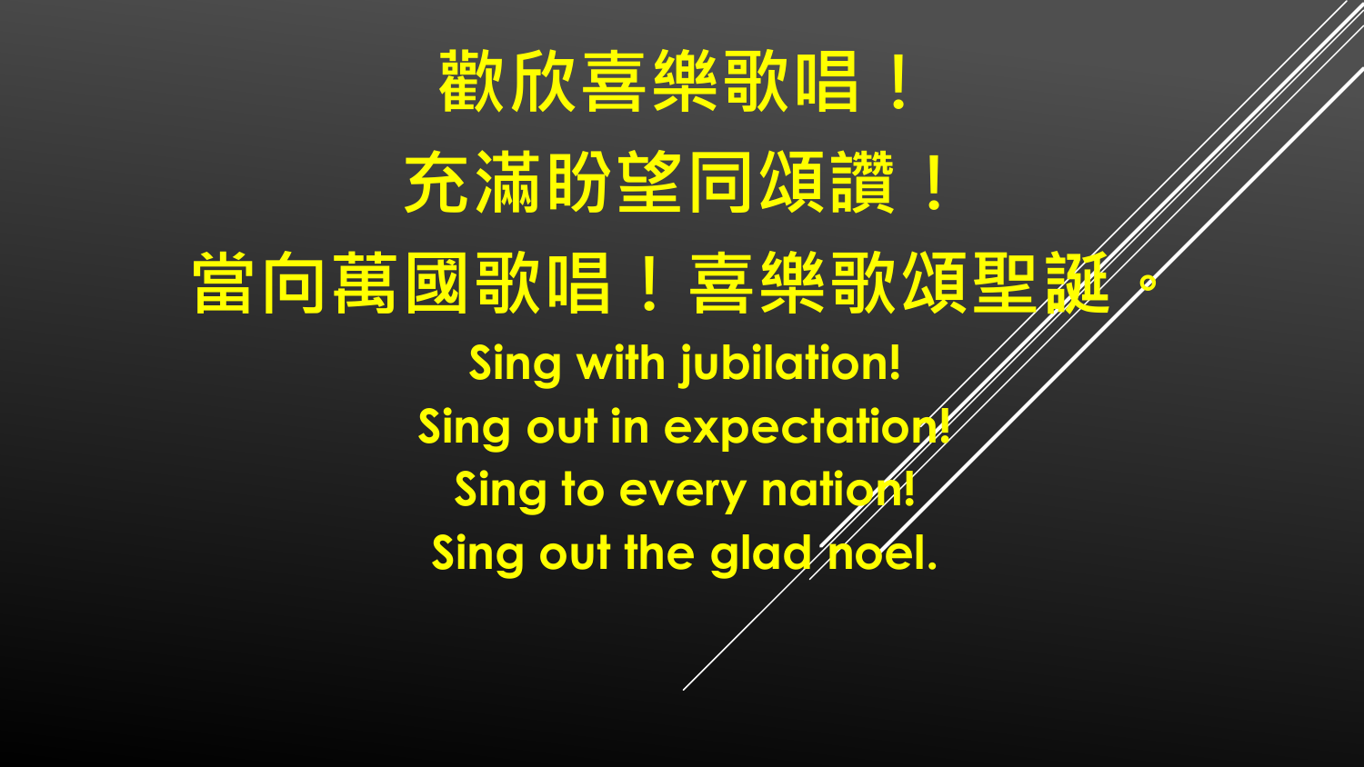歡欣喜樂歌唱！

充滿盼望同頌讚！

當向萬國歌唱！喜樂歌頌聖誕。

Sing with jubilation!

Sing out in expectation!

Sing to every nation!

Sing out the glad noel.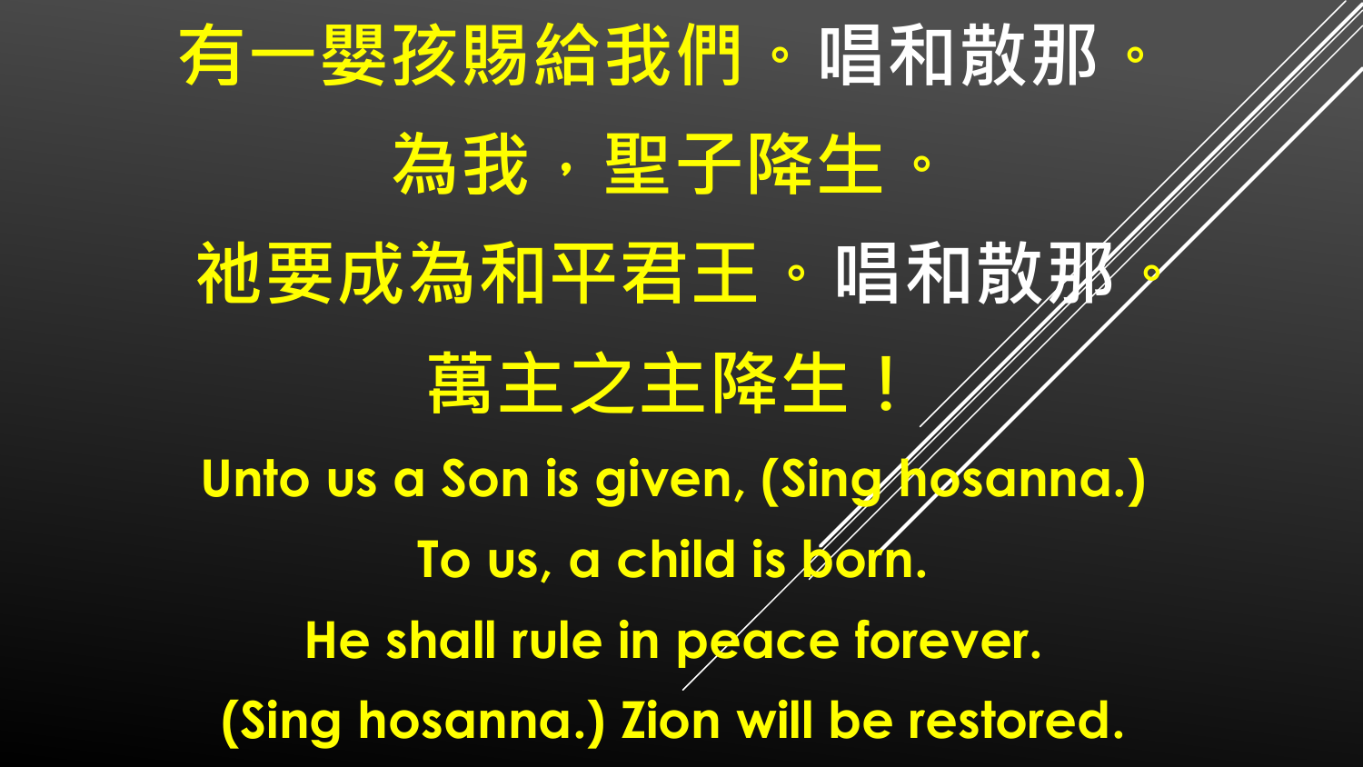有一嬰孩賜給我們。唱和散那。

為我，聖子降生。

祂要成為和平君王。唱和散那。

萬主之主降生！

Unto us a Son is given, (Sing hosanna.)

To us, a child is born.

He shall rule in peace forever.

(Sing hosanna.) Zion will be restored.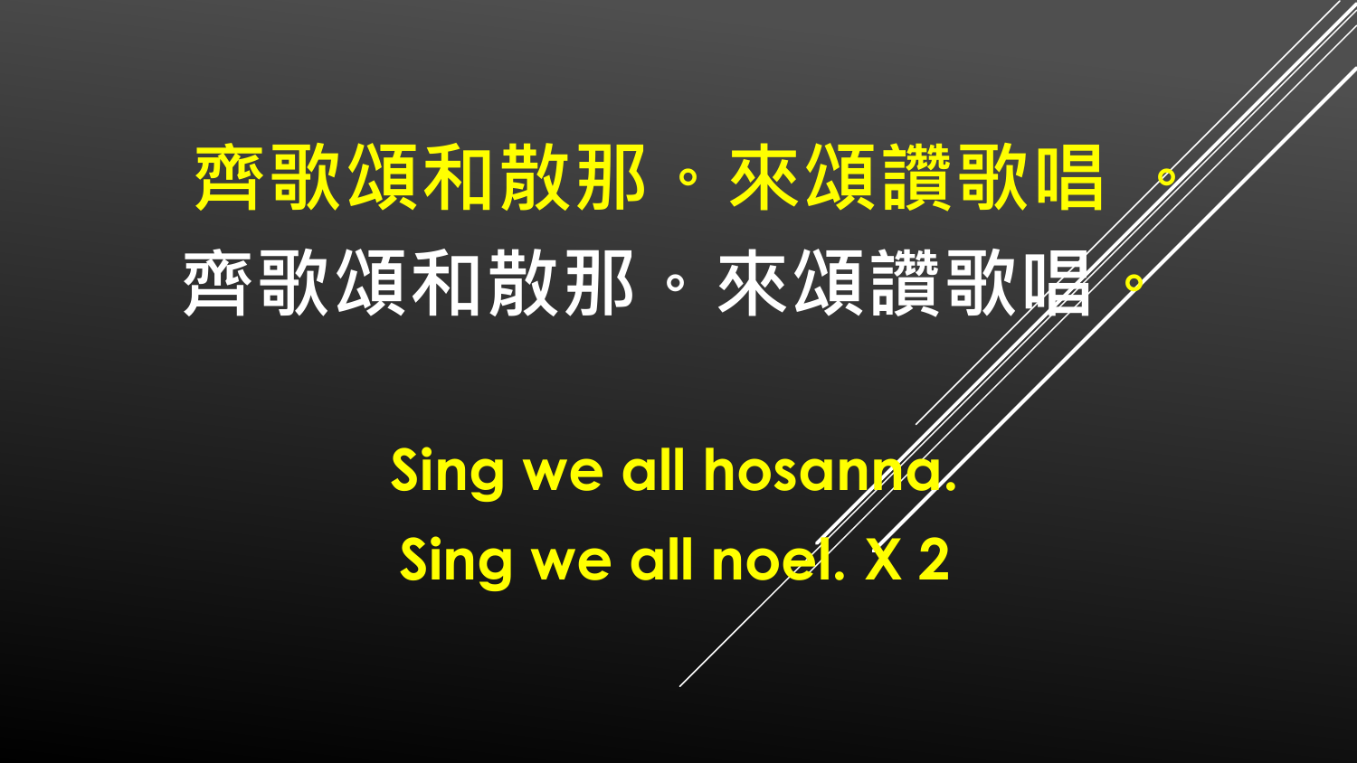齊歌頌和散那。來頌讚歌唱 。

齊歌頌和散那。來頌讚歌唱 。

Sing we all hosanna.

Sing we all noel. X 2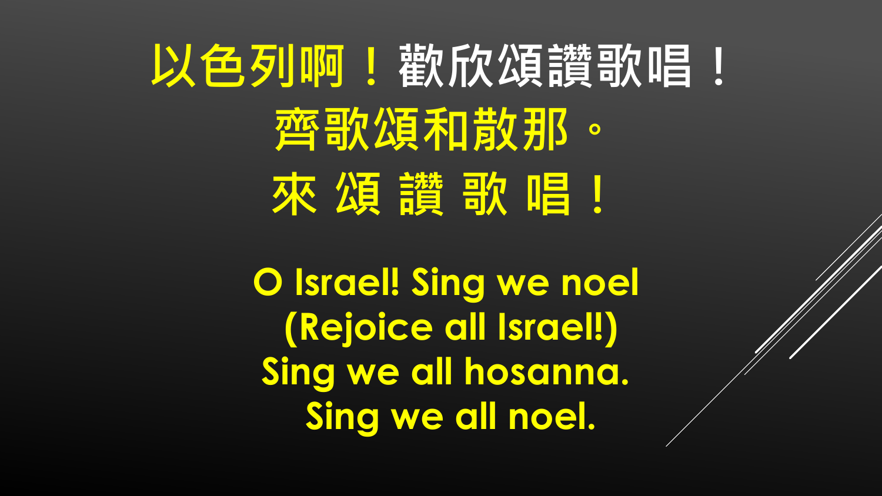以色列啊！歡欣頌讚歌唱！
齊歌頌和散那。
來 頌 讚 歌 唱！

O Israel! Sing we noel
(Rejoice all Israel!)
Sing we all hosanna.
Sing we all noel.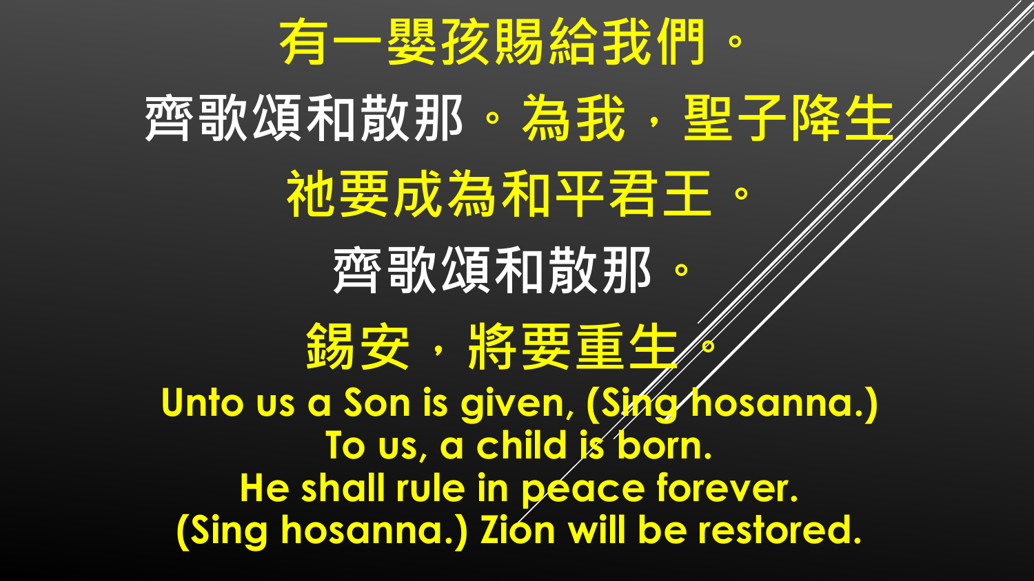有一嬰孩賜給我們。

齊歌頌和散那。為我，聖子降生

祂要成為和平君王。

齊歌頌和散那。

錫安，將要重生。

Unto us a Son is given, (Sing hosanna.)
To us, a child is born.
He shall rule in peace forever.
(Sing hosanna.) Zion will be restored.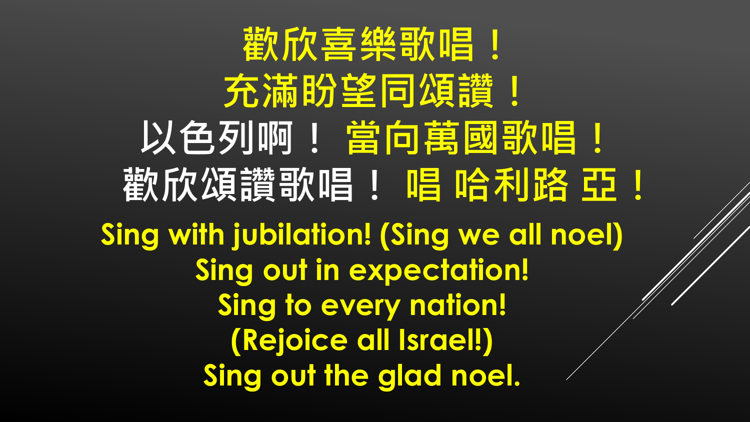歡欣喜樂歌唱！
充滿盼望同頌讚！
以色列啊！ 當向萬國歌唱！
歡欣頌讚歌唱！ 唱 哈利路 亞！

Sing with jubilation! (Sing we all noel)
Sing out in expectation!
Sing to every nation!
(Rejoice all Israel!)
Sing out the glad noel.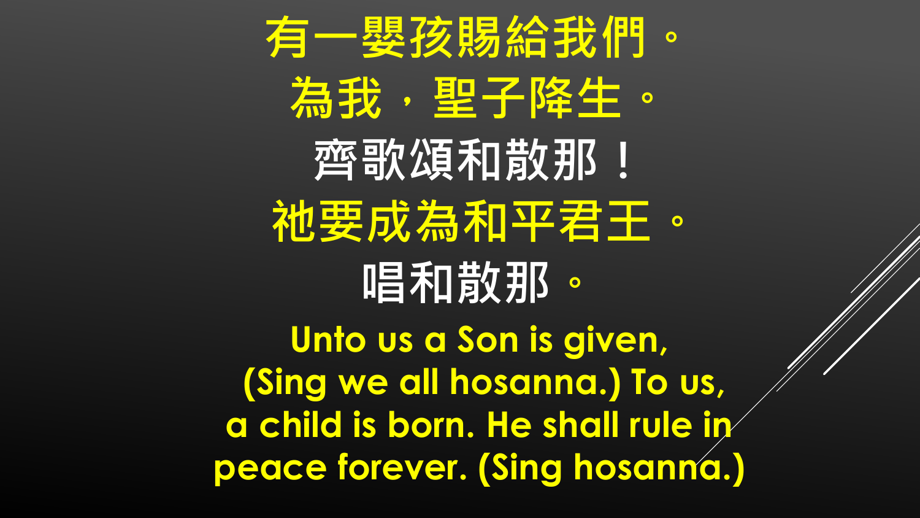有一嬰孩賜給我們。

為我，聖子降生。

齊歌頌和散那！

祂要成為和平君王。

唱和散那。

**Unto us a Son is given,**
**(Sing we all hosanna.) To us,**
**a child is born. He shall rule in**
**peace forever. (Sing hosanna.)**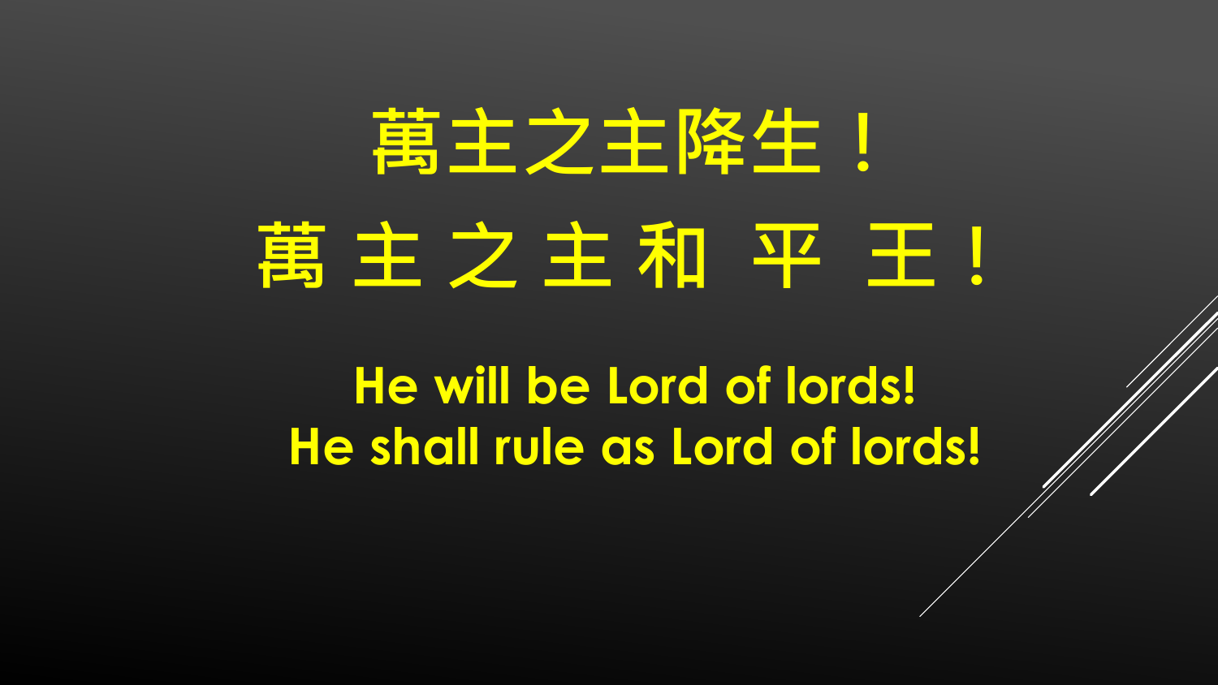萬主之主降生！

萬 主 之 主 和 平 王！

He will be Lord of lords!

He shall rule as Lord of lords!